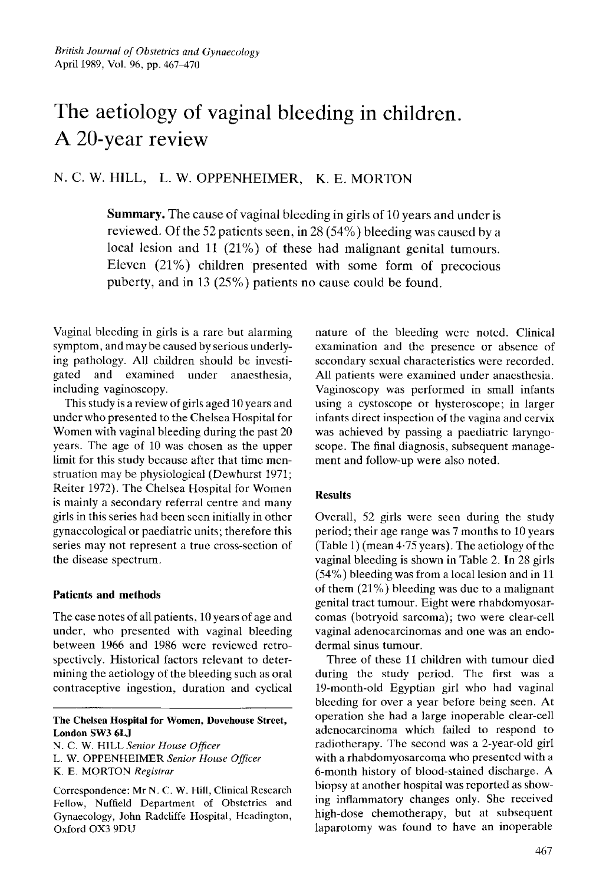# The aetiology of vaginal bleeding in children. A 20-year review

N. C. W. HILL, L. W. OPPENHEIMER, K. E. MORTON

**Summary.** The cause of vaginal bleeding in girls of 10 years and under is reviewed. Of the 52 patients seen, in 28 (54%) bleeding was caused by a local lesion and 11 (21%) of these had malignant genital tumours. Eleven (21%) children presented with some form of precocious puberty, and in 13 (25%) patients no cause could be found.

Vaginal bleeding in girls is a rare but alarming symptom, and may be caused by serious underlying pathology. All children should be investigated and examined under anaesthesia, including vaginoscopy.

This study is a review of girls aged 10 years and under who presented to the Chelsea Hospital for Women with vaginal bleeding during the past 20 years. The age of 10 was chosen as the upper limit for this study because after that time menstruation may be physiological (Dewhurst 1971; Reiter 1972). The Chelsea Hospital for Women is mainly a secondary referral centre and many girls in this series had been seen initially in other gynaecological or paediatric units; therefore this series may not represent a true cross-section of the disease spectrum.

## Patients and methods

The case notes of all patients, 10 years of age and under, who presented with vaginal bleeding between 1966 and 1986 were reviewed retrospectively. Historical factors relevant to determining the aetiology of the bleeding such as oral contraceptive ingestion, duration and cyclical nature of the bleeding were noted. Clinical examination and the presence or absence of secondary sexual characteristics were recorded. All patients were examined under anaesthesia. Vaginoscopy was performed in small infants using a cystoscope or hysteroscope; in larger infants direct inspection of the vagina and cervix was achieved by passing a paediatric laryngoscope. The final diagnosis, subsequent management and follow-up were also noted.

## Results

Overall, 52 girls were seen during the study period; their age range was 7 months to 10 years (Table 1) (mean 4·75 years). The aetiology of the vaginal bleeding is shown in Table 2. In 28 girls (54%) bleeding was from a local lesion and in 11 of them (21%) bleeding was due to a malignant genital tract tumour. Eight were rhabdomyosarcomas (botryoid sarcoma); two were clear-cell vaginal adenocarcinomas and one was an endodermal sinus tumour.

Three of these 11 children with tumour died during the study period. The first was a 19-month-old Egyptian girl who had vaginal bleeding for over a year before being seen. At operation she had a large inoperable clear-cell adenocarcinoma which failed to respond to radiotherapy. The second was a 2-year-old girl with a rhabdomyosarcoma who presented with a 6-month history of blood-stained discharge. A biopsy at another hospital was reported as showing inflammatory changes only. She received high-dose chemotherapy, but at subsequent laparotomy was found to have an inoperable

**The Chelsea Hospital for Women, Dovehouse Street, London SW3 6LJ**

N. C. W. HILL *Senior House Officer*

L. W. OPPENHEIMER *Senior House Officer*

K. E. MORTON *Registrar*

Correspondence: Mr N. C. W. Hill, Clinical Research Fellow, Nuffield Department of Obstetrics and Gynaecology, John Radcliffe Hospital, Headington, Oxford OX3 9DU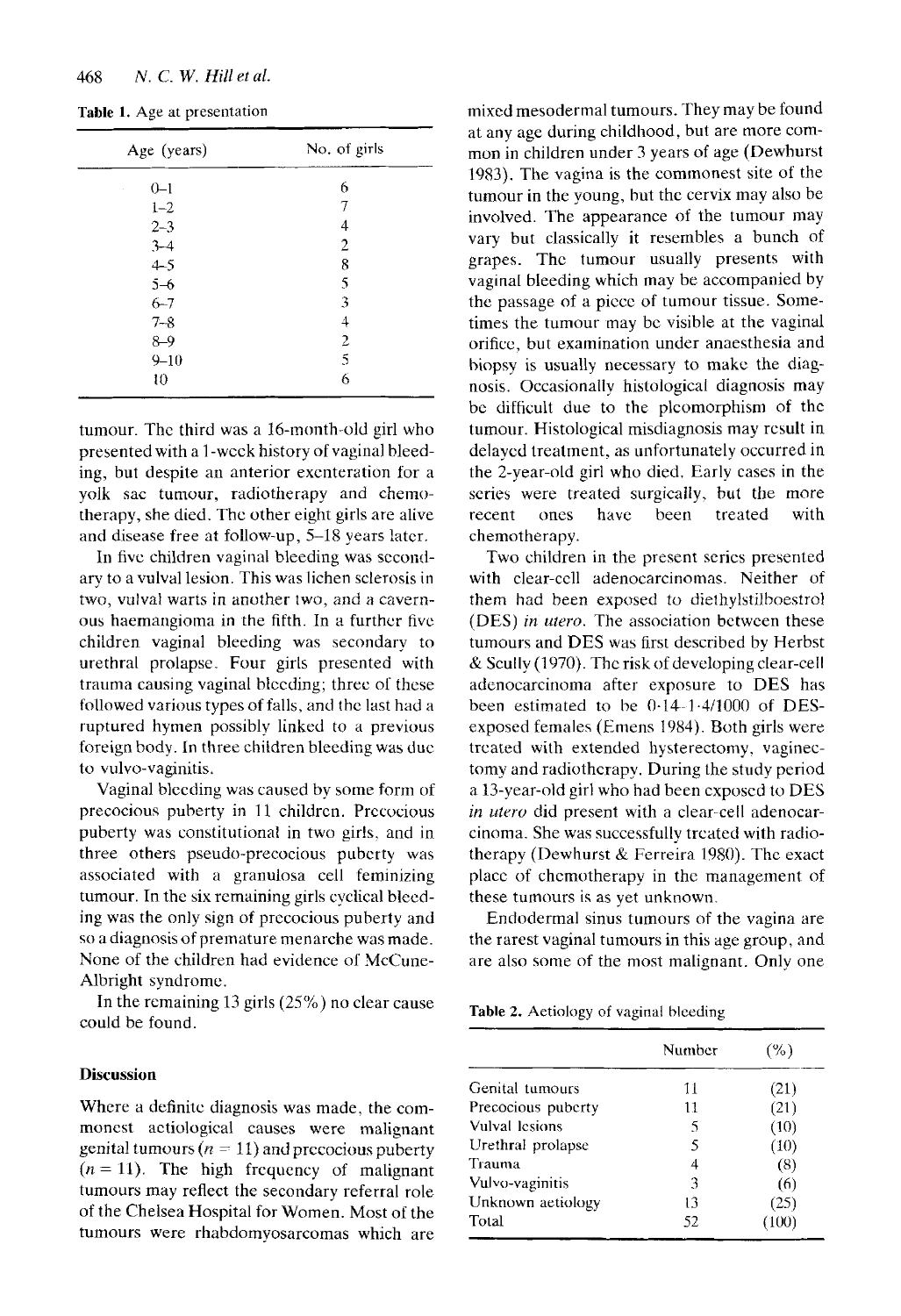**Table 1.** Age at presentation

| Age (years) | No. of girls |
|---|---|
| 0–1 | 6 |
| 1–2 | 7 |
| 2–3 | 4 |
| 3–4 | 2 |
| 4–5 | 8 |
| 5–6 | 5 |
| 6–7 | 3 |
| 7–8 | 4 |
| 8–9 | 2 |
| 9–10 | 5 |
| 10 | 6 |

tumour. The third was a 16-month-old girl who presented with a 1-week history of vaginal bleeding, but despite an anterior exenteration for a yolk sac tumour, radiotherapy and chemotherapy, she died. The other eight girls are alive and disease free at follow-up, 5–18 years later.

In five children vaginal bleeding was secondary to a vulval lesion. This was lichen sclerosis in two, vulval warts in another two, and a cavernous haemangioma in the fifth. In a further five children vaginal bleeding was secondary to urethral prolapse. Four girls presented with trauma causing vaginal bleeding; three of these followed various types of falls, and the last had a ruptured hymen possibly linked to a previous foreign body. In three children bleeding was due to vulvo-vaginitis.

Vaginal bleeding was caused by some form of precocious puberty in 11 children. Precocious puberty was constitutional in two girls, and in three others pseudo-precocious puberty was associated with a granulosa cell feminizing tumour. In the six remaining girls cyclical bleeding was the only sign of precocious puberty and so a diagnosis of premature menarche was made. None of the children had evidence of McCune-Albright syndrome.

In the remaining 13 girls (25%) no clear cause could be found.

## Discussion

Where a definite diagnosis was made, the commonest aetiological causes were malignant genital tumours ($n = 11$) and precocious puberty ($n = 11$). The high frequency of malignant tumours may reflect the secondary referral role of the Chelsea Hospital for Women. Most of the tumours were rhabdomyosarcomas which are mixed mesodermal tumours. They may be found at any age during childhood, but are more common in children under 3 years of age (Dewhurst 1983). The vagina is the commonest site of the tumour in the young, but the cervix may also be involved. The appearance of the tumour may vary but classically it resembles a bunch of grapes. The tumour usually presents with vaginal bleeding which may be accompanied by the passage of a piece of tumour tissue. Sometimes the tumour may be visible at the vaginal orifice, but examination under anaesthesia and biopsy is usually necessary to make the diagnosis. Occasionally histological diagnosis may be difficult due to the pleomorphism of the tumour. Histological misdiagnosis may result in delayed treatment, as unfortunately occurred in the 2-year-old girl who died. Early cases in the series were treated surgically, but the more recent ones have been treated with chemotherapy.

Two children in the present series presented with clear-cell adenocarcinomas. Neither of them had been exposed to diethylstilboestrol (DES) *in utero*. The association between these tumours and DES was first described by Herbst & Scully (1970). The risk of developing clear-cell adenocarcinoma after exposure to DES has been estimated to be 0·14–1·4/1000 of DES-exposed females (Emens 1984). Both girls were treated with extended hysterectomy, vaginectomy and radiotherapy. During the study period a 13-year-old girl who had been exposed to DES *in utero* did present with a clear-cell adenocarcinoma. She was successfully treated with radiotherapy (Dewhurst & Ferreira 1980). The exact place of chemotherapy in the management of these tumours is as yet unknown.

Endodermal sinus tumours of the vagina are the rarest vaginal tumours in this age group, and are also some of the most malignant. Only one

**Table 2.** Aetiology of vaginal bleeding

| | Number | (%) |
|---|---|---|
| Genital tumours | 11 | (21) |
| Precocious puberty | 11 | (21) |
| Vulval lesions | 5 | (10) |
| Urethral prolapse | 5 | (10) |
| Trauma | 4 | (8) |
| Vulvo-vaginitis | 3 | (6) |
| Unknown aetiology | 13 | (25) |
| Total | 52 | (100) |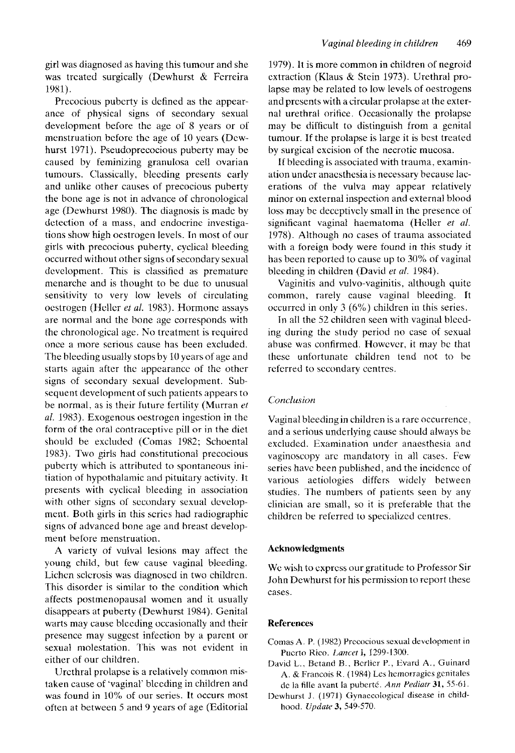girl was diagnosed as having this tumour and she was treated surgically (Dewhurst & Ferreira 1981).

Precocious puberty is defined as the appearance of physical signs of secondary sexual development before the age of 8 years or of menstruation before the age of 10 years (Dewhurst 1971). Pseudoprecocious puberty may be caused by feminizing granulosa cell ovarian tumours. Classically, bleeding presents early and unlike other causes of precocious puberty the bone age is not in advance of chronological age (Dewhurst 1980). The diagnosis is made by detection of a mass, and endocrine investigations show high oestrogen levels. In most of our girls with precocious puberty, cyclical bleeding occurred without other signs of secondary sexual development. This is classified as premature menarche and is thought to be due to unusual sensitivity to very low levels of circulating oestrogen (Heller *et al.* 1983). Hormone assays are normal and the bone age corresponds with the chronological age. No treatment is required once a more serious cause has been excluded. The bleeding usually stops by 10 years of age and starts again after the appearance of the other signs of secondary sexual development. Subsequent development of such patients appears to be normal, as is their future fertility (Murran *et al.* 1983). Exogenous oestrogen ingestion in the form of the oral contraceptive pill or in the diet should be excluded (Comas 1982; Schoental 1983). Two girls had constitutional precocious puberty which is attributed to spontaneous initiation of hypothalamic and pituitary activity. It presents with cyclical bleeding in association with other signs of secondary sexual development. Both girls in this series had radiographic signs of advanced bone age and breast development before menstruation.

A variety of vulval lesions may affect the young child, but few cause vaginal bleeding. Lichen sclerosis was diagnosed in two children. This disorder is similar to the condition which affects postmenopausal women and it usually disappears at puberty (Dewhurst 1984). Genital warts may cause bleeding occasionally and their presence may suggest infection by a parent or sexual molestation. This was not evident in either of our children.

Urethral prolapse is a relatively common mistaken cause of 'vaginal' bleeding in children and was found in 10% of our series. It occurs most often at between 5 and 9 years of age (Editorial 1979). It is more common in children of negroid extraction (Klaus & Stein 1973). Urethral prolapse may be related to low levels of oestrogens and presents with a circular prolapse at the external urethral orifice. Occasionally the prolapse may be difficult to distinguish from a genital tumour. If the prolapse is large it is best treated by surgical excision of the necrotic mucosa.

If bleeding is associated with trauma, examination under anaesthesia is necessary because lacerations of the vulva may appear relatively minor on external inspection and external blood loss may be deceptively small in the presence of significant vaginal haematoma (Heller *et al.* 1978). Although no cases of trauma associated with a foreign body were found in this study it has been reported to cause up to 30% of vaginal bleeding in children (David *et al.* 1984).

Vaginitis and vulvo-vaginitis, although quite common, rarely cause vaginal bleeding. It occurred in only 3 (6%) children in this series.

In all the 52 children seen with vaginal bleeding during the study period no case of sexual abuse was confirmed. However, it may be that these unfortunate children tend not to be referred to secondary centres.

## *Conclusion*

Vaginal bleeding in children is a rare occurrence, and a serious underlying cause should always be excluded. Examination under anaesthesia and vaginoscopy are mandatory in all cases. Few series have been published, and the incidence of various aetiologies differs widely between studies. The numbers of patients seen by any clinician are small, so it is preferable that the children be referred to specialized centres.

## Acknowledgments

We wish to express our gratitude to Professor Sir John Dewhurst for his permission to report these cases.

## References

Comas A. P. (1982) Precocious sexual development in Puerto Rico. *Lancet* **i**, 1299-1300.

David L., Betand B., Berlier P., Evard A., Guinard A. & Francois R. (1984) Les hemorragies genitales de la fille avant la puberté. *Ann Pediatr* **31**, 55-61.

Dewhurst J. (1971) Gynaecological disease in childhood. *Update* **3**, 549-570.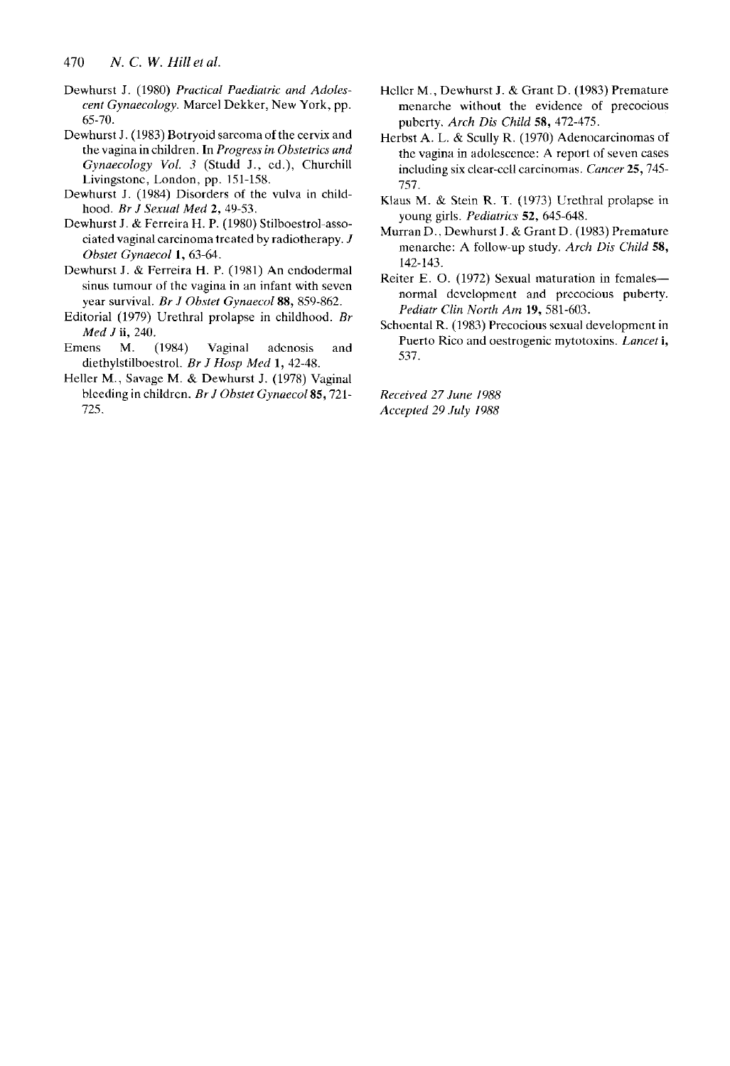Dewhurst J. (1980) *Practical Paediatric and Adolescent Gynaecology*. Marcel Dekker, New York, pp. 65-70.

Dewhurst J. (1983) Botryoid sarcoma of the cervix and the vagina in children. In *Progress in Obstetrics and Gynaecology Vol. 3* (Studd J., ed.), Churchill Livingstone, London, pp. 151-158.

Dewhurst J. (1984) Disorders of the vulva in childhood. *Br J Sexual Med* **2**, 49-53.

Dewhurst J. & Ferreira H. P. (1980) Stilboestrol-associated vaginal carcinoma treated by radiotherapy. *J Obstet Gynaecol* **1**, 63-64.

Dewhurst J. & Ferreira H. P. (1981) An endodermal sinus tumour of the vagina in an infant with seven year survival. *Br J Obstet Gynaecol* **88**, 859-862.

Editorial (1979) Urethral prolapse in childhood. *Br Med J* **ii**, 240.

Emens M. (1984) Vaginal adenosis and diethylstilboestrol. *Br J Hosp Med* **1**, 42-48.

Heller M., Savage M. & Dewhurst J. (1978) Vaginal bleeding in children. *Br J Obstet Gynaecol* **85**, 721-725.

Heller M., Dewhurst J. & Grant D. (1983) Premature menarche without the evidence of precocious puberty. *Arch Dis Child* **58**, 472-475.

Herbst A. L. & Scully R. (1970) Adenocarcinomas of the vagina in adolescence: A report of seven cases including six clear-cell carcinomas. *Cancer* **25**, 745-757.

Klaus M. & Stein R. T. (1973) Urethral prolapse in young girls. *Pediatrics* **52**, 645-648.

Murran D., Dewhurst J. & Grant D. (1983) Premature menarche: A follow-up study. *Arch Dis Child* **58**, 142-143.

Reiter E. O. (1972) Sexual maturation in females—normal development and precocious puberty. *Pediatr Clin North Am* **19**, 581-603.

Schoental R. (1983) Precocious sexual development in Puerto Rico and oestrogenic mytotoxins. *Lancet* **i**, 537.

*Received 27 June 1988*
*Accepted 29 July 1988*